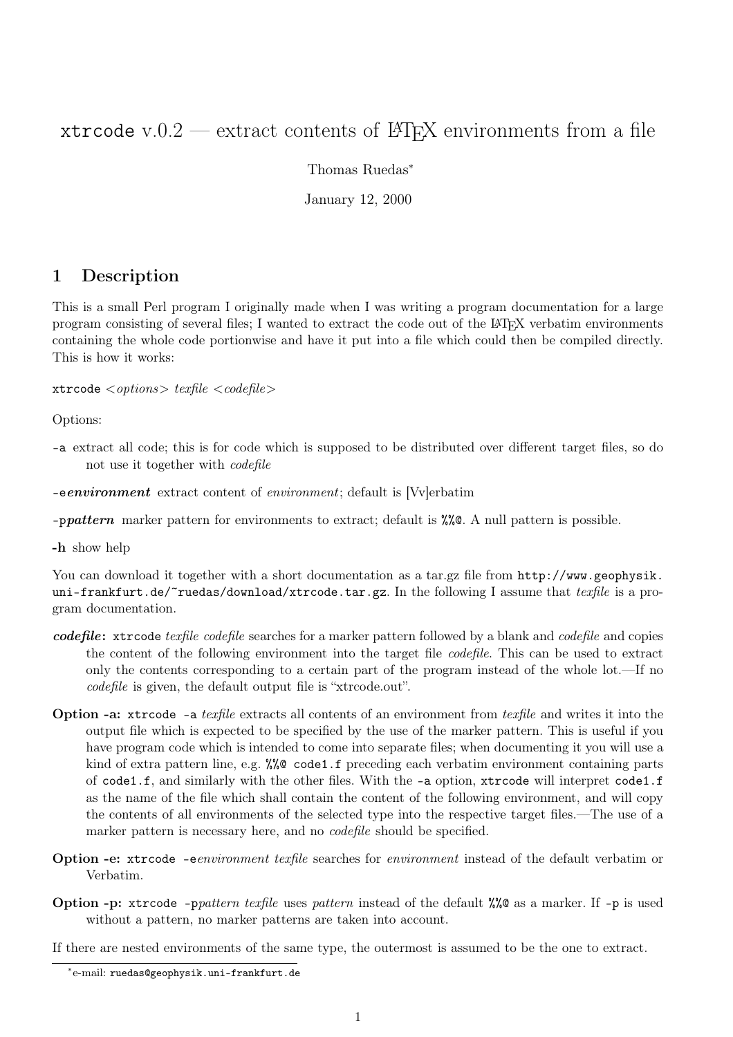# `xtrcode` v.0.2 — extract contents of LaTeX environments from a file

Thomas Ruedas[*]

January 12, 2000

## 1 Description

This is a small Perl program I originally made when I was writing a program documentation for a large program consisting of several files; I wanted to extract the code out of the LaTeX verbatim environments containing the whole code portionwise and have it put into a file which could then be compiled directly. This is how it works:

`xtrcode` <*options*> *texfile* <*codefile*>

Options:

- `-a` extract all code; this is for code which is supposed to be distributed over different target files, so do not use it together with *codefile*
- `-e`***environment*** extract content of *environment*; default is [Vv]erbatim
- `-p`***pattern*** marker pattern for environments to extract; default is `%%@`. A null pattern is possible.
- **-h** show help

You can download it together with a short documentation as a tar.gz file from `http://www.geophysik.uni-frankfurt.de/~ruedas/download/xtrcode.tar.gz`. In the following I assume that *texfile* is a program documentation.

***codefile*:** `xtrcode` *texfile codefile* searches for a marker pattern followed by a blank and *codefile* and copies the content of the following environment into the target file *codefile*. This can be used to extract only the contents corresponding to a certain part of the program instead of the whole lot.—If no *codefile* is given, the default output file is "xtrcode.out".

**Option -a:** `xtrcode -a` *texfile* extracts all contents of an environment from *texfile* and writes it into the output file which is expected to be specified by the use of the marker pattern. This is useful if you have program code which is intended to come into separate files; when documenting it you will use a kind of extra pattern line, e.g. `%%@ code1.f` preceding each verbatim environment containing parts of `code1.f`, and similarly with the other files. With the `-a` option, `xtrcode` will interpret `code1.f` as the name of the file which shall contain the content of the following environment, and will copy the contents of all environments of the selected type into the respective target files.—The use of a marker pattern is necessary here, and no *codefile* should be specified.

**Option -e:** `xtrcode -e`*environment texfile* searches for *environment* instead of the default verbatim or Verbatim.

**Option -p:** `xtrcode -p`*pattern texfile* uses *pattern* instead of the default `%%@` as a marker. If `-p` is used without a pattern, no marker patterns are taken into account.

If there are nested environments of the same type, the outermost is assumed to be the one to extract.

[*]e-mail: `ruedas@geophysik.uni-frankfurt.de`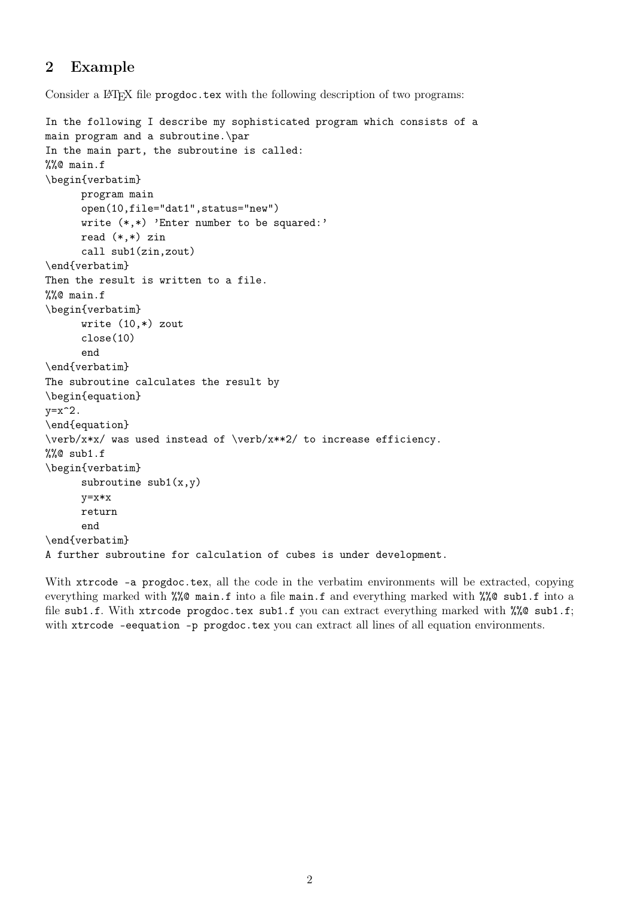## 2 Example

Consider a LaTeX file `progdoc.tex` with the following description of two programs:

```
In the following I describe my sophisticated program which consists of a
main program and a subroutine.\par
In the main part, the subroutine is called:
%%@ main.f
\begin{verbatim}
      program main
      open(10,file="dat1",status="new")
      write (*,*) 'Enter number to be squared:'
      read (*,*) zin
      call sub1(zin,zout)
\end{verbatim}
Then the result is written to a file.
%%@ main.f
\begin{verbatim}
      write (10,*) zout
      close(10)
      end
\end{verbatim}
The subroutine calculates the result by
\begin{equation}
y=x^2.
\end{equation}
\verb/x*x/ was used instead of \verb/x**2/ to increase efficiency.
%%@ sub1.f
\begin{verbatim}
      subroutine sub1(x,y)
      y=x*x
      return
      end
\end{verbatim}
A further subroutine for calculation of cubes is under development.
```

With `xtrcode -a progdoc.tex`, all the code in the verbatim environments will be extracted, copying everything marked with `%%@ main.f` into a file `main.f` and everything marked with `%%@ sub1.f` into a file `sub1.f`. With `xtrcode progdoc.tex sub1.f` you can extract everything marked with `%%@ sub1.f`; with `xtrcode -eequation -p progdoc.tex` you can extract all lines of all equation environments.